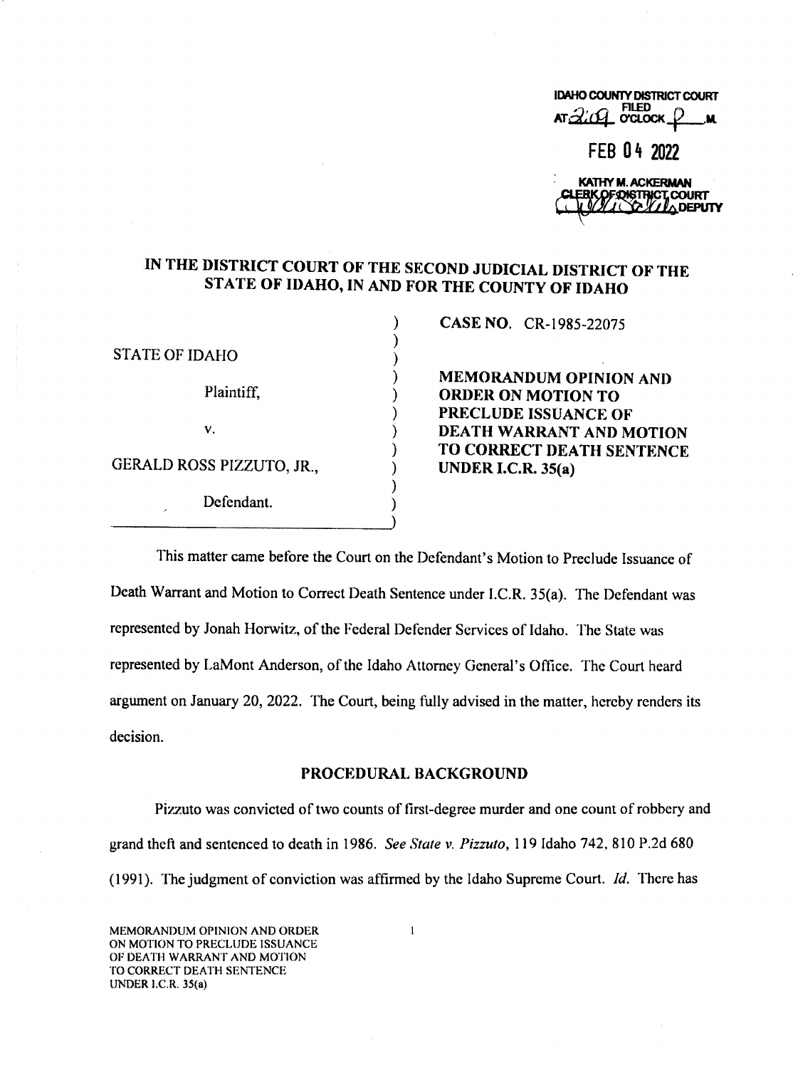IDAHO COUNTY DISTRICT COURT
FILED
AT 2:09 O'CLOCK P M.

FEB 04 2022

KATHY M. ACKERMAN
CLERK OF DISTRICT COURT
DEPUTY

## IN THE DISTRICT COURT OF THE SECOND JUDICIAL DISTRICT OF THE STATE OF IDAHO, IN AND FOR THE COUNTY OF IDAHO

STATE OF IDAHO

Plaintiff,

v.

GERALD ROSS PIZZUTO, JR.,

Defendant.

**CASE NO.** CR-1985-22075

**MEMORANDUM OPINION AND ORDER ON MOTION TO PRECLUDE ISSUANCE OF DEATH WARRANT AND MOTION TO CORRECT DEATH SENTENCE UNDER I.C.R. 35(a)**

This matter came before the Court on the Defendant's Motion to Preclude Issuance of Death Warrant and Motion to Correct Death Sentence under I.C.R. 35(a). The Defendant was represented by Jonah Horwitz, of the Federal Defender Services of Idaho. The State was represented by LaMont Anderson, of the Idaho Attorney General's Office. The Court heard argument on January 20, 2022. The Court, being fully advised in the matter, hereby renders its decision.

### PROCEDURAL BACKGROUND

Pizzuto was convicted of two counts of first-degree murder and one count of robbery and grand theft and sentenced to death in 1986. *See State v. Pizzuto*, 119 Idaho 742, 810 P.2d 680 (1991). The judgment of conviction was affirmed by the Idaho Supreme Court. *Id.* There has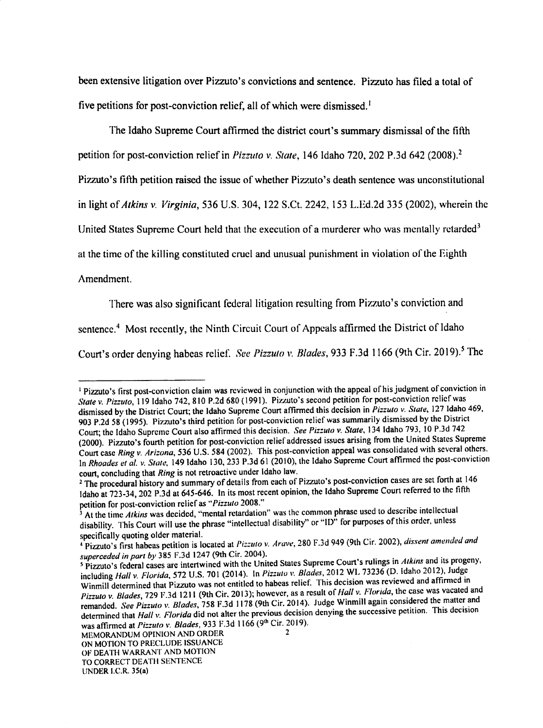been extensive litigation over Pizzuto's convictions and sentence. Pizzuto has filed a total of five petitions for post-conviction relief, all of which were dismissed.[1]

The Idaho Supreme Court affirmed the district court's summary dismissal of the fifth petition for post-conviction relief in *Pizzuto v. State*, 146 Idaho 720, 202 P.3d 642 (2008).[2] Pizzuto's fifth petition raised the issue of whether Pizzuto's death sentence was unconstitutional in light of *Atkins v. Virginia*, 536 U.S. 304, 122 S.Ct. 2242, 153 L.Ed.2d 335 (2002), wherein the United States Supreme Court held that the execution of a murderer who was mentally retarded[3] at the time of the killing constituted cruel and unusual punishment in violation of the Eighth Amendment.

There was also significant federal litigation resulting from Pizzuto's conviction and sentence.[4] Most recently, the Ninth Circuit Court of Appeals affirmed the District of Idaho Court's order denying habeas relief. *See Pizzuto v. Blades*, 933 F.3d 1166 (9th Cir. 2019).[5] The

---

[1] Pizzuto's first post-conviction claim was reviewed in conjunction with the appeal of his judgment of conviction in *State v. Pizzuto*, 119 Idaho 742, 810 P.2d 680 (1991). Pizzuto's second petition for post-conviction relief was dismissed by the District Court; the Idaho Supreme Court affirmed this decision in *Pizzuto v. State*, 127 Idaho 469, 903 P.2d 58 (1995). Pizzuto's third petition for post-conviction relief was summarily dismissed by the District Court; the Idaho Supreme Court also affirmed this decision. *See Pizzuto v. State*, 134 Idaho 793, 10 P.3d 742 (2000). Pizzuto's fourth petition for post-conviction relief addressed issues arising from the United States Supreme Court case *Ring v. Arizona*, 536 U.S. 584 (2002). This post-conviction appeal was consolidated with several others. In *Rhoades et al. v. State*, 149 Idaho 130, 233 P.3d 61 (2010), the Idaho Supreme Court affirmed the post-conviction court, concluding that *Ring* is not retroactive under Idaho law.

[2] The procedural history and summary of details from each of Pizzuto's post-conviction cases are set forth at 146 Idaho at 723-34, 202 P.3d at 645-646. In its most recent opinion, the Idaho Supreme Court referred to the fifth petition for post-conviction relief as "*Pizzuto* 2008."

[3] At the time *Atkins* was decided, "mental retardation" was the common phrase used to describe intellectual disability. This Court will use the phrase "intellectual disability" or "ID" for purposes of this order, unless specifically quoting older material.

[4] Pizzuto's first habeas petition is located at *Pizzuto v. Arave*, 280 F.3d 949 (9th Cir. 2002), *dissent amended and superceded in part by* 385 F.3d 1247 (9th Cir. 2004).

[5] Pizzuto's federal cases are intertwined with the United States Supreme Court's rulings in *Atkins* and its progeny, including *Hall v. Florida*, 572 U.S. 701 (2014). In *Pizzuto v. Blades*, 2012 WL 73236 (D. Idaho 2012), Judge Winmill determined that Pizzuto was not entitled to habeas relief. This decision was reviewed and affirmed in *Pizzuto v. Blades*, 729 F.3d 1211 (9th Cir. 2013); however, as a result of *Hall v. Florida*, the case was vacated and remanded. *See Pizzuto v. Blades*, 758 F.3d 1178 (9th Cir. 2014). Judge Winmill again considered the matter and determined that *Hall v. Florida* did not alter the previous decision denying the successive petition. This decision was affirmed at *Pizzuto v. Blades*, 933 F.3d 1166 (9th Cir. 2019).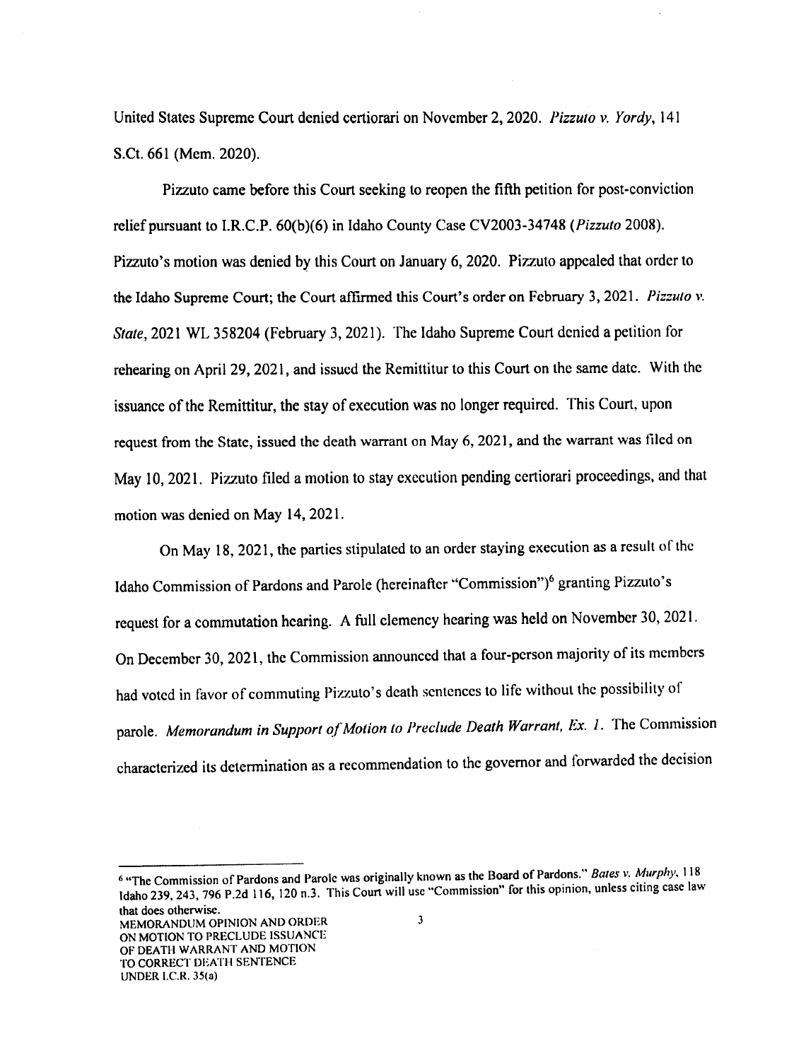United States Supreme Court denied certiorari on November 2, 2020. *Pizzuto v. Yordy*, 141 S.Ct. 661 (Mem. 2020).

Pizzuto came before this Court seeking to reopen the fifth petition for post-conviction relief pursuant to I.R.C.P. 60(b)(6) in Idaho County Case CV2003-34748 (*Pizzuto* 2008). Pizzuto's motion was denied by this Court on January 6, 2020. Pizzuto appealed that order to the Idaho Supreme Court; the Court affirmed this Court's order on February 3, 2021. *Pizzuto v. State*, 2021 WL 358204 (February 3, 2021). The Idaho Supreme Court denied a petition for rehearing on April 29, 2021, and issued the Remittitur to this Court on the same date. With the issuance of the Remittitur, the stay of execution was no longer required. This Court, upon request from the State, issued the death warrant on May 6, 2021, and the warrant was filed on May 10, 2021. Pizzuto filed a motion to stay execution pending certiorari proceedings, and that motion was denied on May 14, 2021.

On May 18, 2021, the parties stipulated to an order staying execution as a result of the Idaho Commission of Pardons and Parole (hereinafter "Commission")[6] granting Pizzuto's request for a commutation hearing. A full clemency hearing was held on November 30, 2021. On December 30, 2021, the Commission announced that a four-person majority of its members had voted in favor of commuting Pizzuto's death sentences to life without the possibility of parole. *Memorandum in Support of Motion to Preclude Death Warrant, Ex. 1.* The Commission characterized its determination as a recommendation to the governor and forwarded the decision

---

[6] "The Commission of Pardons and Parole was originally known as the Board of Pardons." *Bates v. Murphy*, 118 Idaho 239, 243, 796 P.2d 116, 120 n.3. This Court will use "Commission" for this opinion, unless citing case law that does otherwise.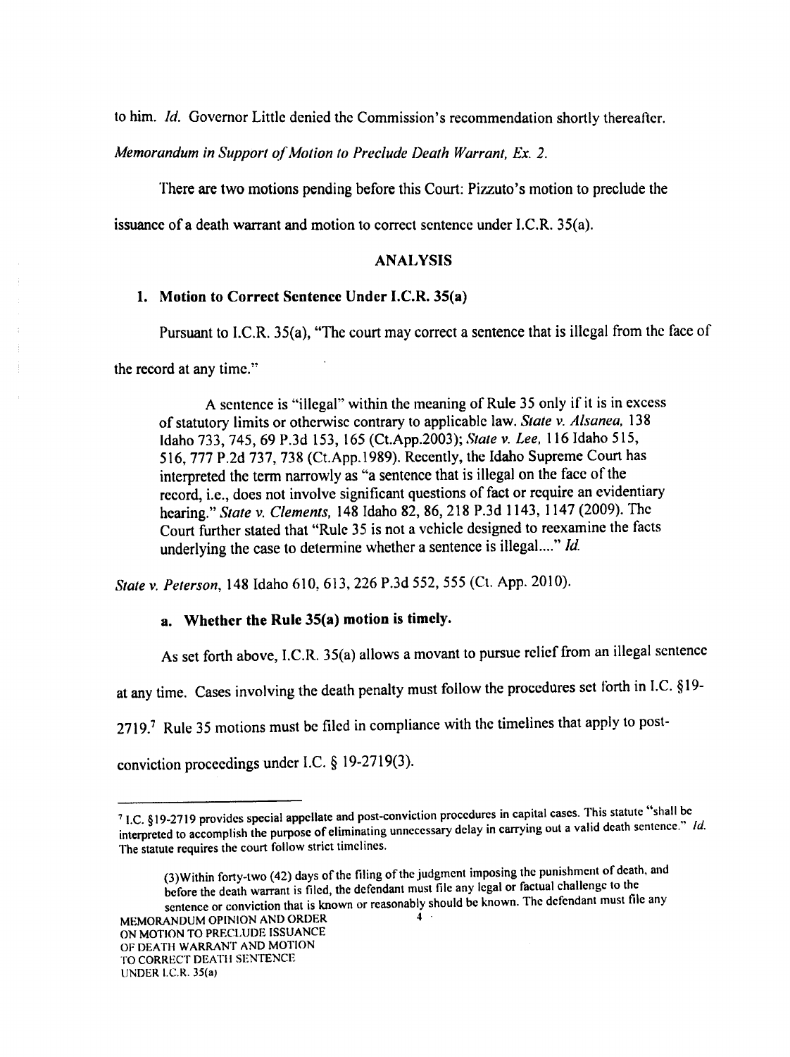to him. *Id.* Governor Little denied the Commission's recommendation shortly thereafter. *Memorandum in Support of Motion to Preclude Death Warrant, Ex. 2.*

There are two motions pending before this Court: Pizzuto's motion to preclude the issuance of a death warrant and motion to correct sentence under I.C.R. 35(a).

## ANALYSIS

### 1. Motion to Correct Sentence Under I.C.R. 35(a)

Pursuant to I.C.R. 35(a), "The court may correct a sentence that is illegal from the face of the record at any time."

> A sentence is "illegal" within the meaning of Rule 35 only if it is in excess of statutory limits or otherwise contrary to applicable law. *State v. Alsanea,* 138 Idaho 733, 745, 69 P.3d 153, 165 (Ct.App.2003); *State v. Lee,* 116 Idaho 515, 516, 777 P.2d 737, 738 (Ct.App.1989). Recently, the Idaho Supreme Court has interpreted the term narrowly as "a sentence that is illegal on the face of the record, i.e., does not involve significant questions of fact or require an evidentiary hearing." *State v. Clements,* 148 Idaho 82, 86, 218 P.3d 1143, 1147 (2009). The Court further stated that "Rule 35 is not a vehicle designed to reexamine the facts underlying the case to determine whether a sentence is illegal...." *Id.*

*State v. Peterson,* 148 Idaho 610, 613, 226 P.3d 552, 555 (Ct. App. 2010).

#### a. Whether the Rule 35(a) motion is timely.

As set forth above, I.C.R. 35(a) allows a movant to pursue relief from an illegal sentence at any time. Cases involving the death penalty must follow the procedures set forth in I.C. §19-2719.[7] Rule 35 motions must be filed in compliance with the timelines that apply to post-conviction proceedings under I.C. § 19-2719(3).

---

[7] I.C. §19-2719 provides special appellate and post-conviction procedures in capital cases. This statute "shall be interpreted to accomplish the purpose of eliminating unnecessary delay in carrying out a valid death sentence." *Id.* The statute requires the court follow strict timelines.

> (3) Within forty-two (42) days of the filing of the judgment imposing the punishment of death, and before the death warrant is filed, the defendant must file any legal or factual challenge to the sentence or conviction that is known or reasonably should be known. The defendant must file any

MEMORANDUM OPINION AND ORDER ON MOTION TO PRECLUDE ISSUANCE OF DEATH WARRANT AND MOTION TO CORRECT DEATH SENTENCE UNDER I.C.R. 35(a)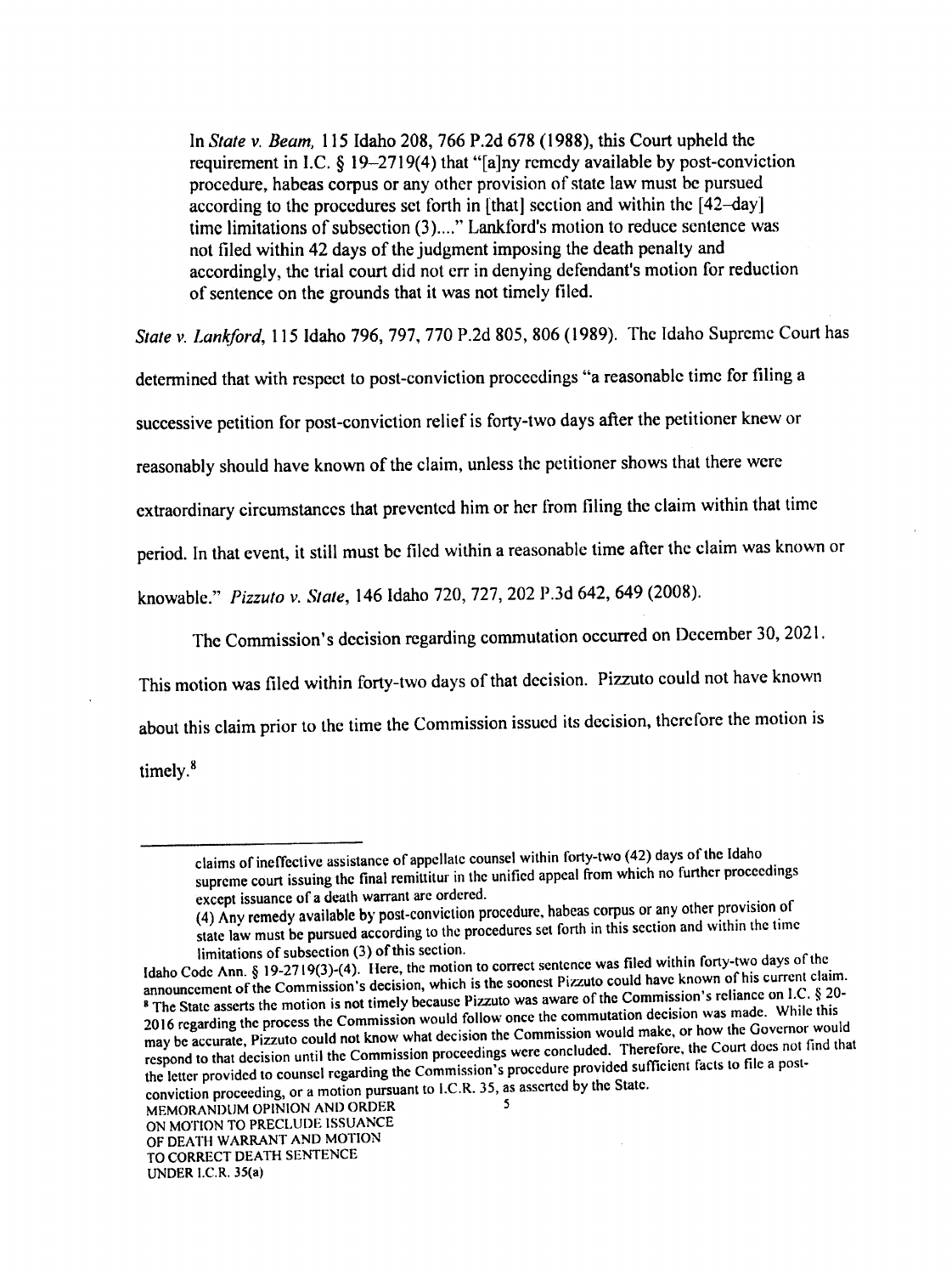> In *State v. Beam,* 115 Idaho 208, 766 P.2d 678 (1988), this Court upheld the requirement in I.C. § 19–2719(4) that "[a]ny remedy available by post-conviction procedure, habeas corpus or any other provision of state law must be pursued according to the procedures set forth in [that] section and within the [42–day] time limitations of subsection (3)...." Lankford's motion to reduce sentence was not filed within 42 days of the judgment imposing the death penalty and accordingly, the trial court did not err in denying defendant's motion for reduction of sentence on the grounds that it was not timely filed.

*State v. Lankford*, 115 Idaho 796, 797, 770 P.2d 805, 806 (1989). The Idaho Supreme Court has determined that with respect to post-conviction proceedings "a reasonable time for filing a successive petition for post-conviction relief is forty-two days after the petitioner knew or reasonably should have known of the claim, unless the petitioner shows that there were extraordinary circumstances that prevented him or her from filing the claim within that time period. In that event, it still must be filed within a reasonable time after the claim was known or knowable." *Pizzuto v. State*, 146 Idaho 720, 727, 202 P.3d 642, 649 (2008).

The Commission's decision regarding commutation occurred on December 30, 2021. This motion was filed within forty-two days of that decision. Pizzuto could not have known about this claim prior to the time the Commission issued its decision, therefore the motion is timely.[8]

---

> claims of ineffective assistance of appellate counsel within forty-two (42) days of the Idaho supreme court issuing the final remittitur in the unified appeal from which no further proceedings except issuance of a death warrant are ordered.
>
> (4) Any remedy available by post-conviction procedure, habeas corpus or any other provision of state law must be pursued according to the procedures set forth in this section and within the time limitations of subsection (3) of this section.

Idaho Code Ann. § 19-2719(3)-(4). Here, the motion to correct sentence was filed within forty-two days of the announcement of the Commission's decision, which is the soonest Pizzuto could have known of his current claim.

[8] The State asserts the motion is not timely because Pizzuto was aware of the Commission's reliance on I.C. § 20-2016 regarding the process the Commission would follow once the commutation decision was made. While this may be accurate, Pizzuto could not know what decision the Commission would make, or how the Governor would respond to that decision until the Commission proceedings were concluded. Therefore, the Court does not find that the letter provided to counsel regarding the Commission's procedure provided sufficient facts to file a post-conviction proceeding, or a motion pursuant to I.C.R. 35, as asserted by the State.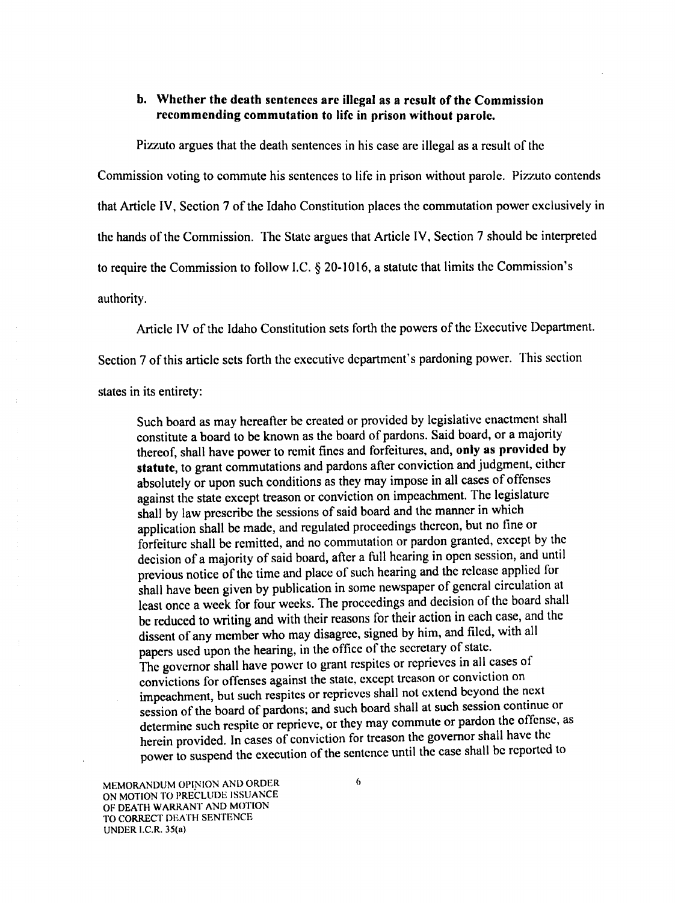**b. Whether the death sentences are illegal as a result of the Commission recommending commutation to life in prison without parole.**

Pizzuto argues that the death sentences in his case are illegal as a result of the Commission voting to commute his sentences to life in prison without parole. Pizzuto contends that Article IV, Section 7 of the Idaho Constitution places the commutation power exclusively in the hands of the Commission. The State argues that Article IV, Section 7 should be interpreted to require the Commission to follow I.C. § 20-1016, a statute that limits the Commission's authority.

Article IV of the Idaho Constitution sets forth the powers of the Executive Department. Section 7 of this article sets forth the executive department's pardoning power. This section states in its entirety:

> Such board as may hereafter be created or provided by legislative enactment shall constitute a board to be known as the board of pardons. Said board, or a majority thereof, shall have power to remit fines and forfeitures, and, **only as provided by statute**, to grant commutations and pardons after conviction and judgment, either absolutely or upon such conditions as they may impose in all cases of offenses against the state except treason or conviction on impeachment. The legislature shall by law prescribe the sessions of said board and the manner in which application shall be made, and regulated proceedings thereon, but no fine or forfeiture shall be remitted, and no commutation or pardon granted, except by the decision of a majority of said board, after a full hearing in open session, and until previous notice of the time and place of such hearing and the release applied for shall have been given by publication in some newspaper of general circulation at least once a week for four weeks. The proceedings and decision of the board shall be reduced to writing and with their reasons for their action in each case, and the dissent of any member who may disagree, signed by him, and filed, with all papers used upon the hearing, in the office of the secretary of state.
>
> The governor shall have power to grant respites or reprieves in all cases of convictions for offenses against the state, except treason or conviction on impeachment, but such respites or reprieves shall not extend beyond the next session of the board of pardons; and such board shall at such session continue or determine such respite or reprieve, or they may commute or pardon the offense, as herein provided. In cases of conviction for treason the governor shall have the power to suspend the execution of the sentence until the case shall be reported to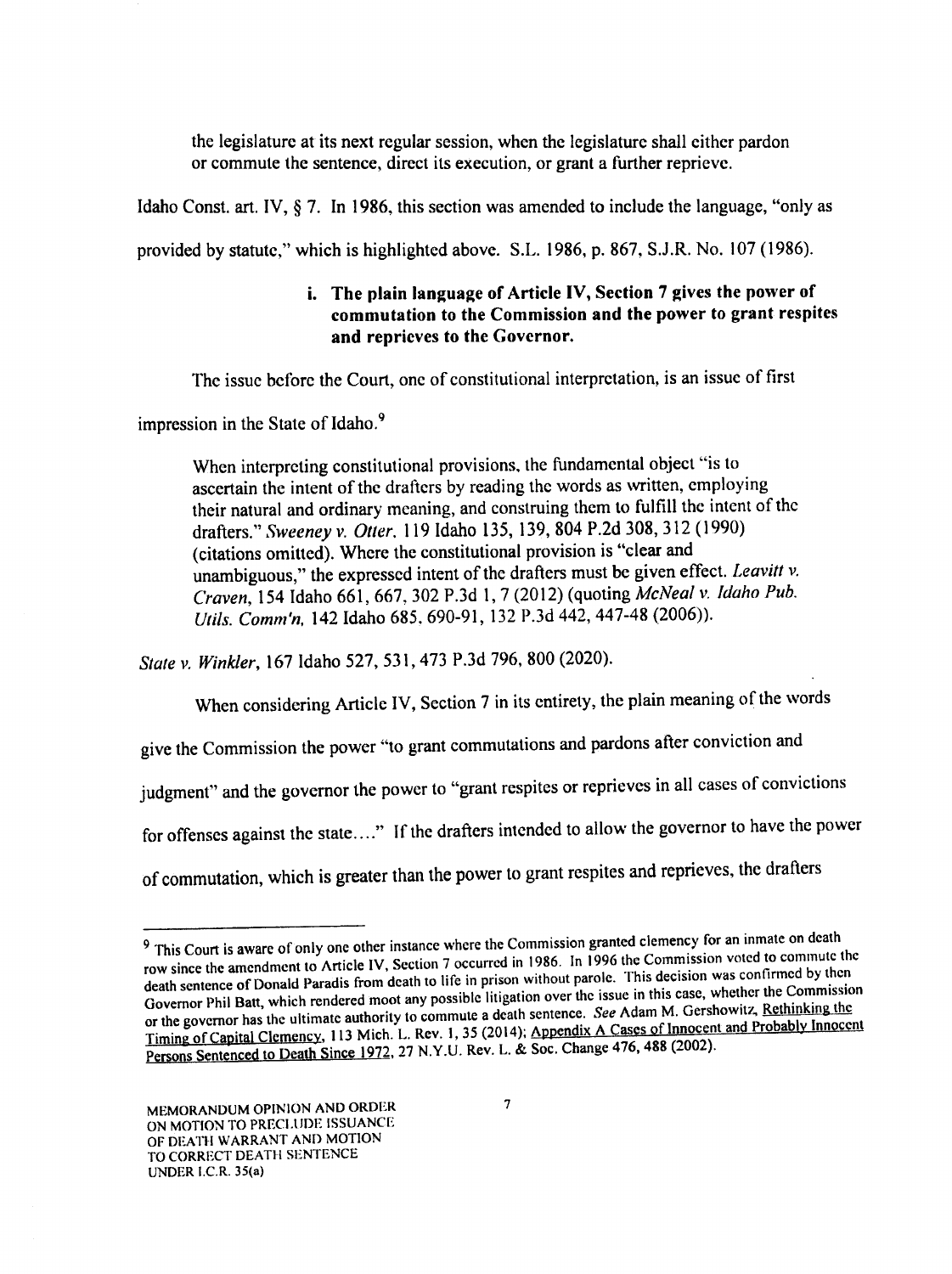> the legislature at its next regular session, when the legislature shall either pardon or commute the sentence, direct its execution, or grant a further reprieve.

Idaho Const. art. IV, § 7. In 1986, this section was amended to include the language, "only as provided by statute," which is highlighted above. S.L. 1986, p. 867, S.J.R. No. 107 (1986).

**i. The plain language of Article IV, Section 7 gives the power of commutation to the Commission and the power to grant respites and reprieves to the Governor.**

The issue before the Court, one of constitutional interpretation, is an issue of first impression in the State of Idaho.[9]

> When interpreting constitutional provisions, the fundamental object "is to ascertain the intent of the drafters by reading the words as written, employing their natural and ordinary meaning, and construing them to fulfill the intent of the drafters." *Sweeney v. Otter*, 119 Idaho 135, 139, 804 P.2d 308, 312 (1990) (citations omitted). Where the constitutional provision is "clear and unambiguous," the expressed intent of the drafters must be given effect. *Leavitt v. Craven*, 154 Idaho 661, 667, 302 P.3d 1, 7 (2012) (quoting *McNeal v. Idaho Pub. Utils. Comm'n*, 142 Idaho 685, 690-91, 132 P.3d 442, 447-48 (2006)).

*State v. Winkler*, 167 Idaho 527, 531, 473 P.3d 796, 800 (2020).

When considering Article IV, Section 7 in its entirety, the plain meaning of the words give the Commission the power "to grant commutations and pardons after conviction and judgment" and the governor the power to "grant respites or reprieves in all cases of convictions for offenses against the state…." If the drafters intended to allow the governor to have the power of commutation, which is greater than the power to grant respites and reprieves, the drafters

---

[9] This Court is aware of only one other instance where the Commission granted clemency for an inmate on death row since the amendment to Article IV, Section 7 occurred in 1986. In 1996 the Commission voted to commute the death sentence of Donald Paradis from death to life in prison without parole. This decision was confirmed by then Governor Phil Batt, which rendered moot any possible litigation over the issue in this case, whether the Commission or the governor has the ultimate authority to commute a death sentence. *See* Adam M. Gershowitz, Rethinking the Timing of Capital Clemency, 113 Mich. L. Rev. 1, 35 (2014); Appendix A Cases of Innocent and Probably Innocent Persons Sentenced to Death Since 1972, 27 N.Y.U. Rev. L. & Soc. Change 476, 488 (2002).

MEMORANDUM OPINION AND ORDER ON MOTION TO PRECLUDE ISSUANCE OF DEATH WARRANT AND MOTION TO CORRECT DEATH SENTENCE UNDER I.C.R. 35(a)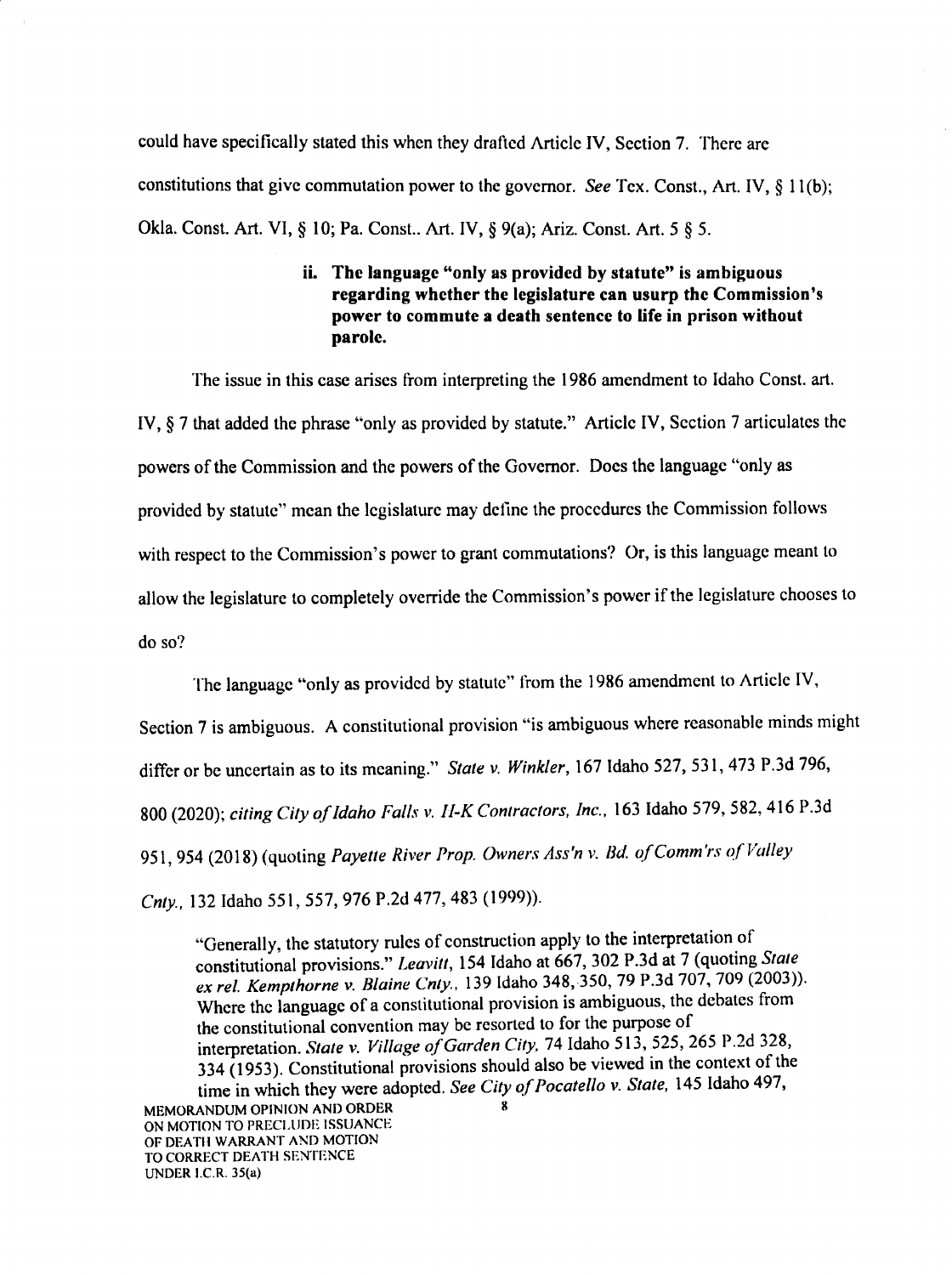could have specifically stated this when they drafted Article IV, Section 7. There are constitutions that give commutation power to the governor. *See* Tex. Const., Art. IV, § 11(b); Okla. Const. Art. VI, § 10; Pa. Const.. Art. IV, § 9(a); Ariz. Const. Art. 5 § 5.

**ii. The language "only as provided by statute" is ambiguous regarding whether the legislature can usurp the Commission's power to commute a death sentence to life in prison without parole.**

The issue in this case arises from interpreting the 1986 amendment to Idaho Const. art. IV, § 7 that added the phrase "only as provided by statute." Article IV, Section 7 articulates the powers of the Commission and the powers of the Governor. Does the language "only as provided by statute" mean the legislature may define the procedures the Commission follows with respect to the Commission's power to grant commutations? Or, is this language meant to allow the legislature to completely override the Commission's power if the legislature chooses to do so?

The language "only as provided by statute" from the 1986 amendment to Article IV, Section 7 is ambiguous. A constitutional provision "is ambiguous where reasonable minds might differ or be uncertain as to its meaning." *State v. Winkler*, 167 Idaho 527, 531, 473 P.3d 796, 800 (2020); *citing City of Idaho Falls v. H-K Contractors, Inc.*, 163 Idaho 579, 582, 416 P.3d 951, 954 (2018) (quoting *Payette River Prop. Owners Ass'n v. Bd. of Comm'rs of Valley Cnty.*, 132 Idaho 551, 557, 976 P.2d 477, 483 (1999)).

> "Generally, the statutory rules of construction apply to the interpretation of constitutional provisions." *Leavitt*, 154 Idaho at 667, 302 P.3d at 7 (quoting *State ex rel. Kempthorne v. Blaine Cnty.*, 139 Idaho 348, 350, 79 P.3d 707, 709 (2003)). Where the language of a constitutional provision is ambiguous, the debates from the constitutional convention may be resorted to for the purpose of interpretation. *State v. Village of Garden City*, 74 Idaho 513, 525, 265 P.2d 328, 334 (1953). Constitutional provisions should also be viewed in the context of the time in which they were adopted. *See City of Pocatello v. State*, 145 Idaho 497,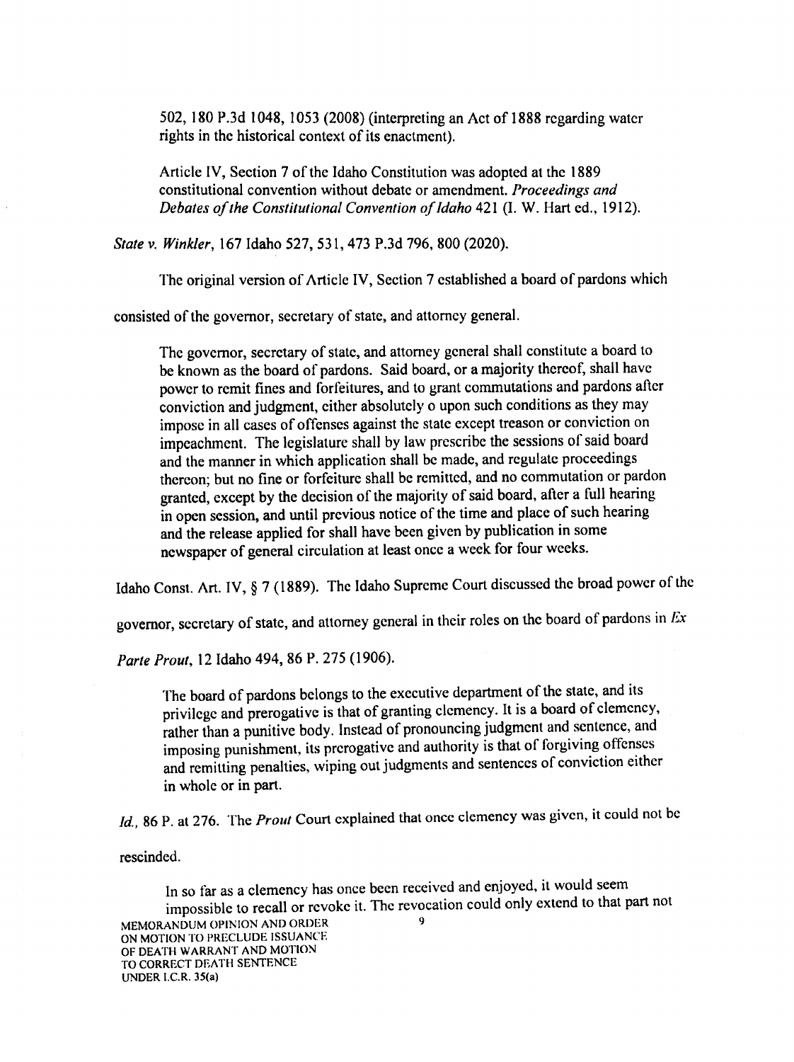502, 180 P.3d 1048, 1053 (2008) (interpreting an Act of 1888 regarding water rights in the historical context of its enactment).

> Article IV, Section 7 of the Idaho Constitution was adopted at the 1889 constitutional convention without debate or amendment. *Proceedings and Debates of the Constitutional Convention of Idaho* 421 (I. W. Hart ed., 1912).

*State v. Winkler*, 167 Idaho 527, 531, 473 P.3d 796, 800 (2020).

The original version of Article IV, Section 7 established a board of pardons which consisted of the governor, secretary of state, and attorney general.

> The governor, secretary of state, and attorney general shall constitute a board to be known as the board of pardons. Said board, or a majority thereof, shall have power to remit fines and forfeitures, and to grant commutations and pardons after conviction and judgment, either absolutely o upon such conditions as they may impose in all cases of offenses against the state except treason or conviction on impeachment. The legislature shall by law prescribe the sessions of said board and the manner in which application shall be made, and regulate proceedings thereon; but no fine or forfeiture shall be remitted, and no commutation or pardon granted, except by the decision of the majority of said board, after a full hearing in open session, and until previous notice of the time and place of such hearing and the release applied for shall have been given by publication in some newspaper of general circulation at least once a week for four weeks.

Idaho Const. Art. IV, § 7 (1889). The Idaho Supreme Court discussed the broad power of the governor, secretary of state, and attorney general in their roles on the board of pardons in *Ex Parte Prout*, 12 Idaho 494, 86 P. 275 (1906).

> The board of pardons belongs to the executive department of the state, and its privilege and prerogative is that of granting clemency. It is a board of clemency, rather than a punitive body. Instead of pronouncing judgment and sentence, and imposing punishment, its prerogative and authority is that of forgiving offenses and remitting penalties, wiping out judgments and sentences of conviction either in whole or in part.

*Id.*, 86 P. at 276. The *Prout* Court explained that once clemency was given, it could not be rescinded.

> In so far as a clemency has once been received and enjoyed, it would seem impossible to recall or revoke it. The revocation could only extend to that part not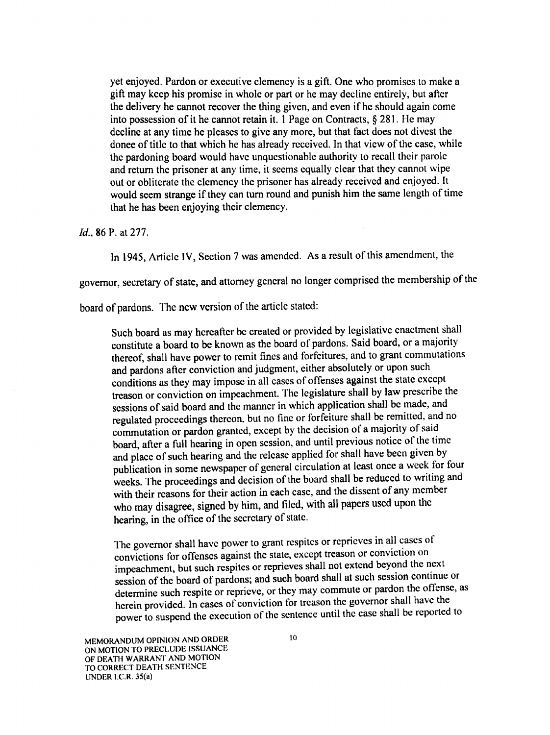> yet enjoyed. Pardon or executive clemency is a gift. One who promises to make a gift may keep his promise in whole or part or he may decline entirely, but after the delivery he cannot recover the thing given, and even if he should again come into possession of it he cannot retain it. 1 Page on Contracts, § 281. He may decline at any time he pleases to give any more, but that fact does not divest the donee of title to that which he has already received. In that view of the case, while the pardoning board would have unquestionable authority to recall their parole and return the prisoner at any time, it seems equally clear that they cannot wipe out or obliterate the clemency the prisoner has already received and enjoyed. It would seem strange if they can turn round and punish him the same length of time that he has been enjoying their clemency.

*Id.*, 86 P. at 277.

In 1945, Article IV, Section 7 was amended. As a result of this amendment, the governor, secretary of state, and attorney general no longer comprised the membership of the board of pardons. The new version of the article stated:

> Such board as may hereafter be created or provided by legislative enactment shall constitute a board to be known as the board of pardons. Said board, or a majority thereof, shall have power to remit fines and forfeitures, and to grant commutations and pardons after conviction and judgment, either absolutely or upon such conditions as they may impose in all cases of offenses against the state except treason or conviction on impeachment. The legislature shall by law prescribe the sessions of said board and the manner in which application shall be made, and regulated proceedings thereon, but no fine or forfeiture shall be remitted, and no commutation or pardon granted, except by the decision of a majority of said board, after a full hearing in open session, and until previous notice of the time and place of such hearing and the release applied for shall have been given by publication in some newspaper of general circulation at least once a week for four weeks. The proceedings and decision of the board shall be reduced to writing and with their reasons for their action in each case, and the dissent of any member who may disagree, signed by him, and filed, with all papers used upon the hearing, in the office of the secretary of state.
>
> The governor shall have power to grant respites or reprieves in all cases of convictions for offenses against the state, except treason or conviction on impeachment, but such respites or reprieves shall not extend beyond the next session of the board of pardons; and such board shall at such session continue or determine such respite or reprieve, or they may commute or pardon the offense, as herein provided. In cases of conviction for treason the governor shall have the power to suspend the execution of the sentence until the case shall be reported to

MEMORANDUM OPINION AND ORDER ON MOTION TO PRECLUDE ISSUANCE OF DEATH WARRANT AND MOTION TO CORRECT DEATH SENTENCE UNDER I.C.R. 35(a)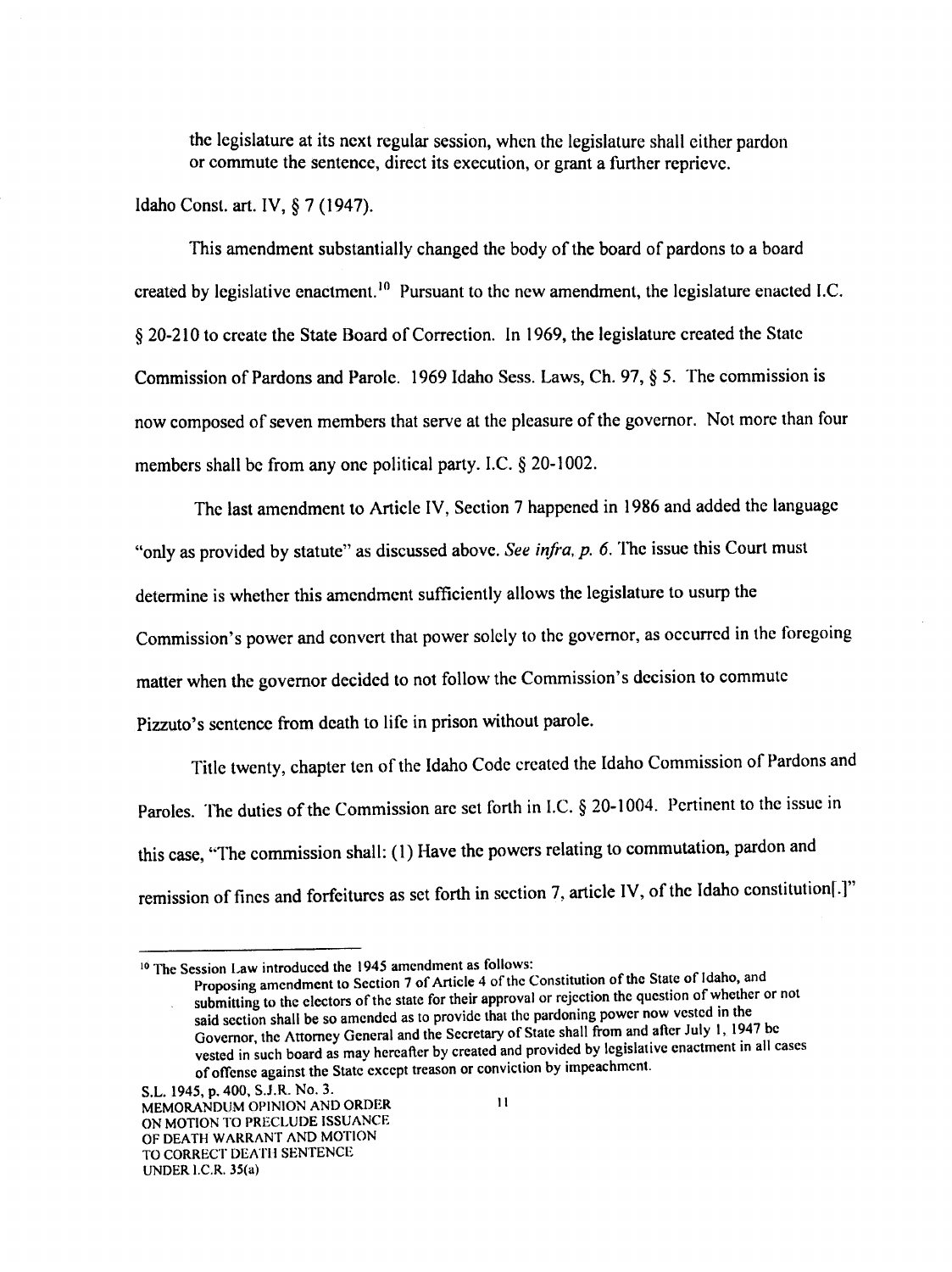the legislature at its next regular session, when the legislature shall either pardon or commute the sentence, direct its execution, or grant a further reprieve.

Idaho Const. art. IV, § 7 (1947).

This amendment substantially changed the body of the board of pardons to a board created by legislative enactment.[10] Pursuant to the new amendment, the legislature enacted I.C. § 20-210 to create the State Board of Correction. In 1969, the legislature created the State Commission of Pardons and Parole. 1969 Idaho Sess. Laws, Ch. 97, § 5. The commission is now composed of seven members that serve at the pleasure of the governor. Not more than four members shall be from any one political party. I.C. § 20-1002.

The last amendment to Article IV, Section 7 happened in 1986 and added the language "only as provided by statute" as discussed above. *See infra, p. 6.* The issue this Court must determine is whether this amendment sufficiently allows the legislature to usurp the Commission's power and convert that power solely to the governor, as occurred in the foregoing matter when the governor decided to not follow the Commission's decision to commute Pizzuto's sentence from death to life in prison without parole.

Title twenty, chapter ten of the Idaho Code created the Idaho Commission of Pardons and Paroles. The duties of the Commission are set forth in I.C. § 20-1004. Pertinent to the issue in this case, "The commission shall: (1) Have the powers relating to commutation, pardon and remission of fines and forfeitures as set forth in section 7, article IV, of the Idaho constitution[.]"

---

[10] The Session Law introduced the 1945 amendment as follows:

> Proposing amendment to Section 7 of Article 4 of the Constitution of the State of Idaho, and submitting to the electors of the state for their approval or rejection the question of whether or not said section shall be so amended as to provide that the pardoning power now vested in the Governor, the Attorney General and the Secretary of State shall from and after July 1, 1947 be vested in such board as may hereafter by created and provided by legislative enactment in all cases of offense against the State except treason or conviction by impeachment.

S.L. 1945, p. 400, S.J.R. No. 3.

MEMORANDUM OPINION AND ORDER ON MOTION TO PRECLUDE ISSUANCE OF DEATH WARRANT AND MOTION TO CORRECT DEATH SENTENCE UNDER I.C.R. 35(a)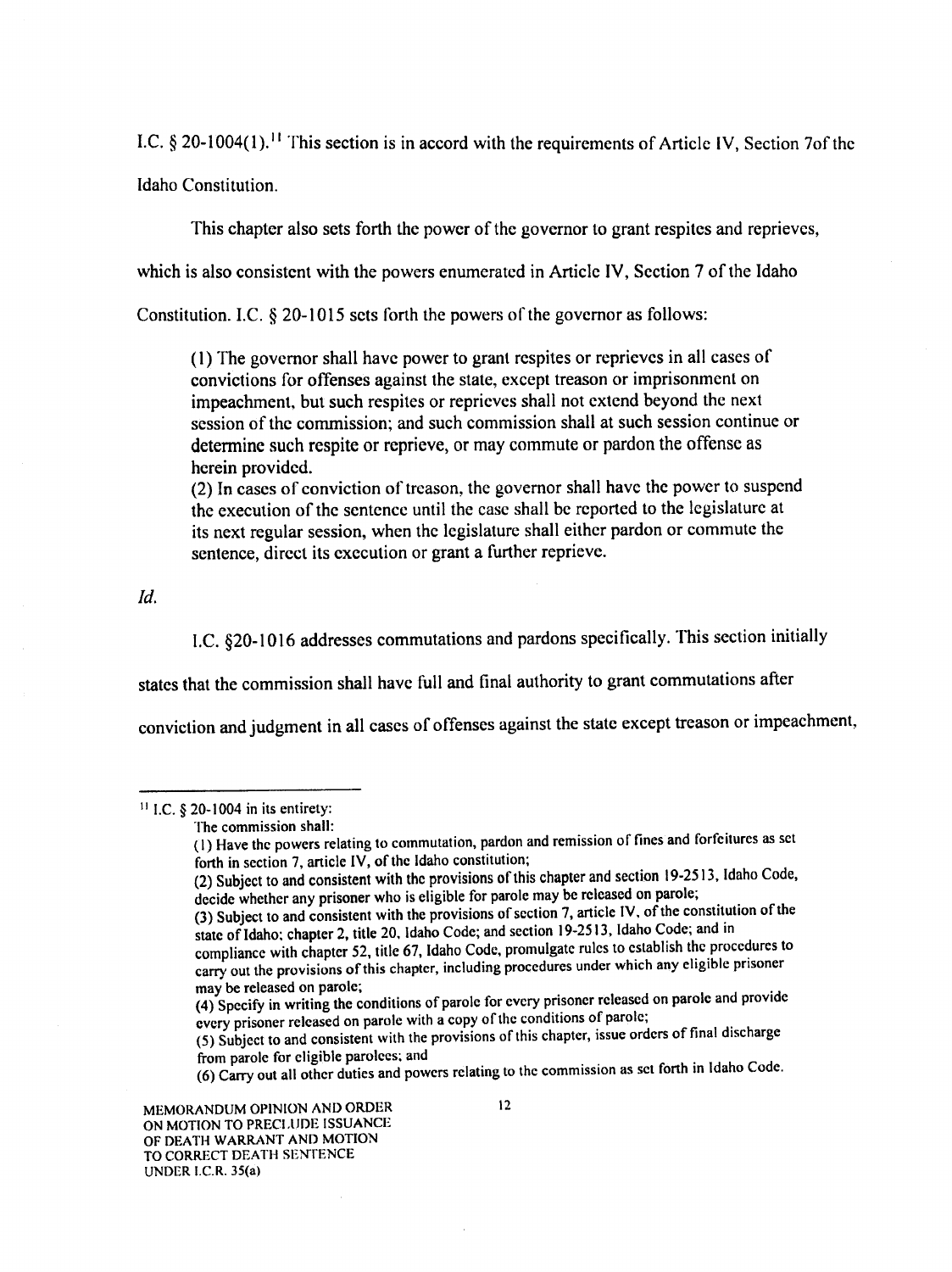I.C. § 20-1004(1).[11] This section is in accord with the requirements of Article IV, Section 7of the Idaho Constitution.

This chapter also sets forth the power of the governor to grant respites and reprieves, which is also consistent with the powers enumerated in Article IV, Section 7 of the Idaho Constitution. I.C. § 20-1015 sets forth the powers of the governor as follows:

> (1) The governor shall have power to grant respites or reprieves in all cases of convictions for offenses against the state, except treason or imprisonment on impeachment, but such respites or reprieves shall not extend beyond the next session of the commission; and such commission shall at such session continue or determine such respite or reprieve, or may commute or pardon the offense as herein provided.
> (2) In cases of conviction of treason, the governor shall have the power to suspend the execution of the sentence until the case shall be reported to the legislature at its next regular session, when the legislature shall either pardon or commute the sentence, direct its execution or grant a further reprieve.

*Id.*

I.C. §20-1016 addresses commutations and pardons specifically. This section initially states that the commission shall have full and final authority to grant commutations after conviction and judgment in all cases of offenses against the state except treason or impeachment,

---

[11] I.C. § 20-1004 in its entirety:

> The commission shall:
> (1) Have the powers relating to commutation, pardon and remission of fines and forfeitures as set forth in section 7, article IV, of the Idaho constitution;
> (2) Subject to and consistent with the provisions of this chapter and section 19-2513, Idaho Code, decide whether any prisoner who is eligible for parole may be released on parole;
> (3) Subject to and consistent with the provisions of section 7, article IV, of the constitution of the state of Idaho; chapter 2, title 20, Idaho Code; and section 19-2513, Idaho Code; and in compliance with chapter 52, title 67, Idaho Code, promulgate rules to establish the procedures to carry out the provisions of this chapter, including procedures under which any eligible prisoner may be released on parole;
> (4) Specify in writing the conditions of parole for every prisoner released on parole and provide every prisoner released on parole with a copy of the conditions of parole;
> (5) Subject to and consistent with the provisions of this chapter, issue orders of final discharge from parole for eligible parolees; and
> (6) Carry out all other duties and powers relating to the commission as set forth in Idaho Code.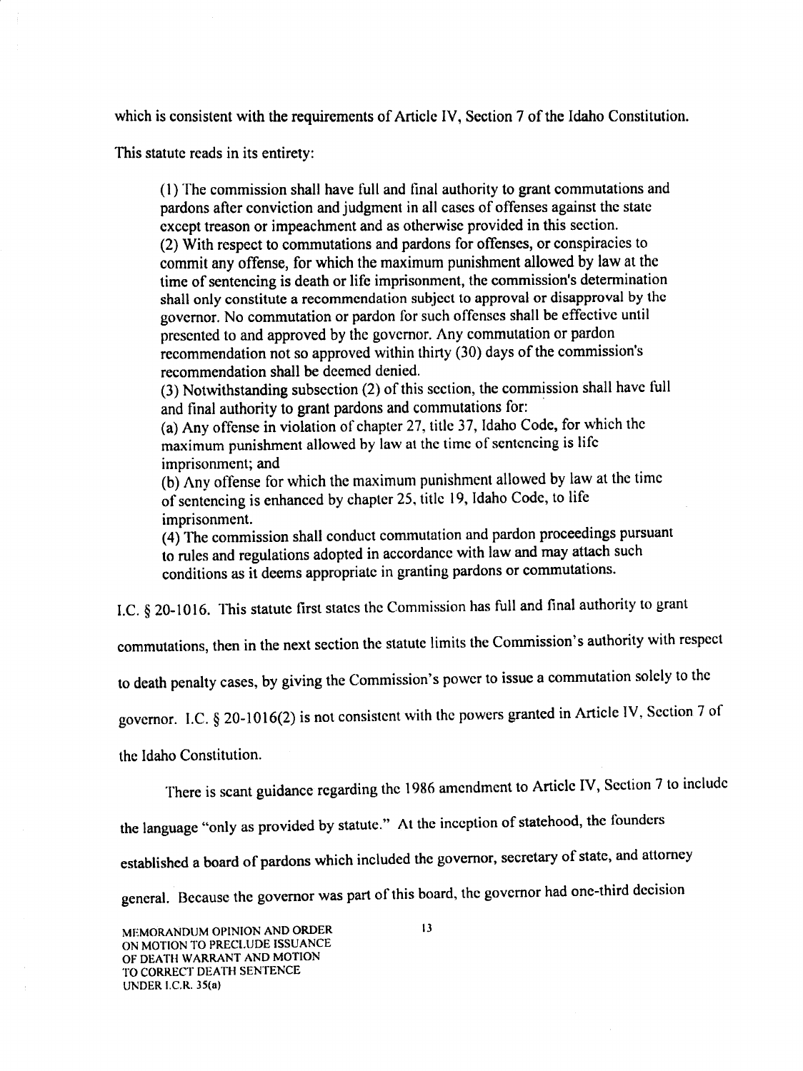which is consistent with the requirements of Article IV, Section 7 of the Idaho Constitution.

This statute reads in its entirety:

> (1) The commission shall have full and final authority to grant commutations and pardons after conviction and judgment in all cases of offenses against the state except treason or impeachment and as otherwise provided in this section.
> (2) With respect to commutations and pardons for offenses, or conspiracies to commit any offense, for which the maximum punishment allowed by law at the time of sentencing is death or life imprisonment, the commission's determination shall only constitute a recommendation subject to approval or disapproval by the governor. No commutation or pardon for such offenses shall be effective until presented to and approved by the governor. Any commutation or pardon recommendation not so approved within thirty (30) days of the commission's recommendation shall be deemed denied.
> (3) Notwithstanding subsection (2) of this section, the commission shall have full and final authority to grant pardons and commutations for:
> (a) Any offense in violation of chapter 27, title 37, Idaho Code, for which the maximum punishment allowed by law at the time of sentencing is life imprisonment; and
> (b) Any offense for which the maximum punishment allowed by law at the time of sentencing is enhanced by chapter 25, title 19, Idaho Code, to life imprisonment.
> (4) The commission shall conduct commutation and pardon proceedings pursuant to rules and regulations adopted in accordance with law and may attach such conditions as it deems appropriate in granting pardons or commutations.

I.C. § 20-1016. This statute first states the Commission has full and final authority to grant commutations, then in the next section the statute limits the Commission's authority with respect to death penalty cases, by giving the Commission's power to issue a commutation solely to the governor. I.C. § 20-1016(2) is not consistent with the powers granted in Article IV, Section 7 of the Idaho Constitution.

There is scant guidance regarding the 1986 amendment to Article IV, Section 7 to include the language "only as provided by statute." At the inception of statehood, the founders established a board of pardons which included the governor, secretary of state, and attorney general. Because the governor was part of this board, the governor had one-third decision

MEMORANDUM OPINION AND ORDER ON MOTION TO PRECLUDE ISSUANCE OF DEATH WARRANT AND MOTION TO CORRECT DEATH SENTENCE UNDER I.C.R. 35(a)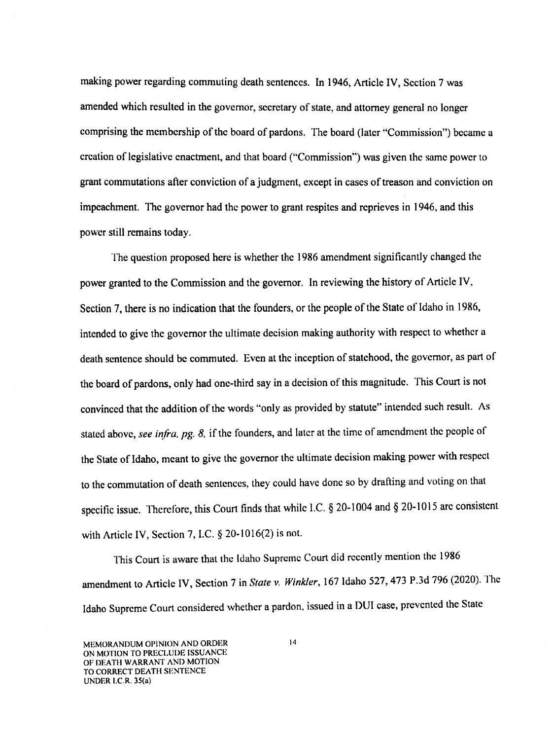making power regarding commuting death sentences. In 1946, Article IV, Section 7 was amended which resulted in the governor, secretary of state, and attorney general no longer comprising the membership of the board of pardons. The board (later "Commission") became a creation of legislative enactment, and that board ("Commission") was given the same power to grant commutations after conviction of a judgment, except in cases of treason and conviction on impeachment. The governor had the power to grant respites and reprieves in 1946, and this power still remains today.

The question proposed here is whether the 1986 amendment significantly changed the power granted to the Commission and the governor. In reviewing the history of Article IV, Section 7, there is no indication that the founders, or the people of the State of Idaho in 1986, intended to give the governor the ultimate decision making authority with respect to whether a death sentence should be commuted. Even at the inception of statehood, the governor, as part of the board of pardons, only had one-third say in a decision of this magnitude. This Court is not convinced that the addition of the words "only as provided by statute" intended such result. As stated above, *see infra, pg. 8,* if the founders, and later at the time of amendment the people of the State of Idaho, meant to give the governor the ultimate decision making power with respect to the commutation of death sentences, they could have done so by drafting and voting on that specific issue. Therefore, this Court finds that while I.C. § 20-1004 and § 20-1015 are consistent with Article IV, Section 7, I.C. § 20-1016(2) is not.

This Court is aware that the Idaho Supreme Court did recently mention the 1986 amendment to Article IV, Section 7 in *State v. Winkler*, 167 Idaho 527, 473 P.3d 796 (2020). The Idaho Supreme Court considered whether a pardon, issued in a DUI case, prevented the State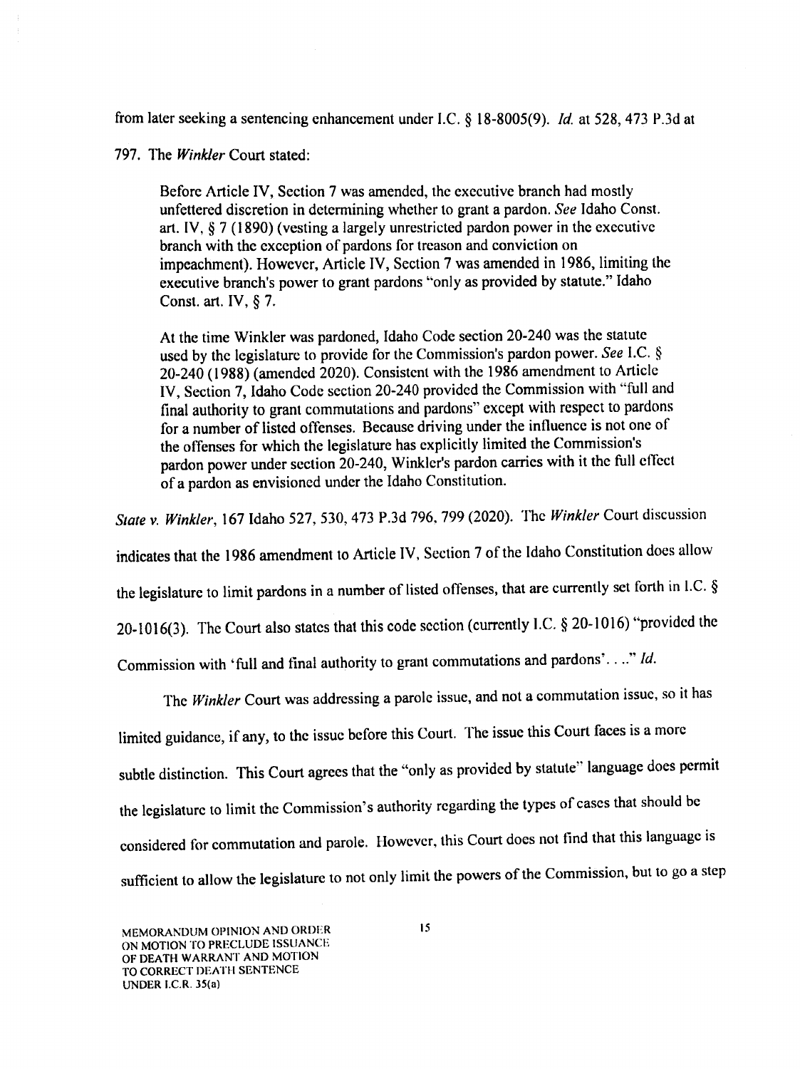from later seeking a sentencing enhancement under I.C. § 18-8005(9). *Id.* at 528, 473 P.3d at 797. The *Winkler* Court stated:

> Before Article IV, Section 7 was amended, the executive branch had mostly unfettered discretion in determining whether to grant a pardon. *See* Idaho Const. art. IV, § 7 (1890) (vesting a largely unrestricted pardon power in the executive branch with the exception of pardons for treason and conviction on impeachment). However, Article IV, Section 7 was amended in 1986, limiting the executive branch's power to grant pardons "only as provided by statute." Idaho Const. art. IV, § 7.
>
> At the time Winkler was pardoned, Idaho Code section 20-240 was the statute used by the legislature to provide for the Commission's pardon power. *See* I.C. § 20-240 (1988) (amended 2020). Consistent with the 1986 amendment to Article IV, Section 7, Idaho Code section 20-240 provided the Commission with "full and final authority to grant commutations and pardons" except with respect to pardons for a number of listed offenses. Because driving under the influence is not one of the offenses for which the legislature has explicitly limited the Commission's pardon power under section 20-240, Winkler's pardon carries with it the full effect of a pardon as envisioned under the Idaho Constitution.

*State v. Winkler*, 167 Idaho 527, 530, 473 P.3d 796, 799 (2020). The *Winkler* Court discussion indicates that the 1986 amendment to Article IV, Section 7 of the Idaho Constitution does allow the legislature to limit pardons in a number of listed offenses, that are currently set forth in I.C. § 20-1016(3). The Court also states that this code section (currently I.C. § 20-1016) "provided the Commission with 'full and final authority to grant commutations and pardons'. . .." *Id.*

The *Winkler* Court was addressing a parole issue, and not a commutation issue, so it has limited guidance, if any, to the issue before this Court. The issue this Court faces is a more subtle distinction. This Court agrees that the "only as provided by statute" language does permit the legislature to limit the Commission's authority regarding the types of cases that should be considered for commutation and parole. However, this Court does not find that this language is sufficient to allow the legislature to not only limit the powers of the Commission, but to go a step

MEMORANDUM OPINION AND ORDER ON MOTION TO PRECLUDE ISSUANCE OF DEATH WARRANT AND MOTION TO CORRECT DEATH SENTENCE UNDER I.C.R. 35(a)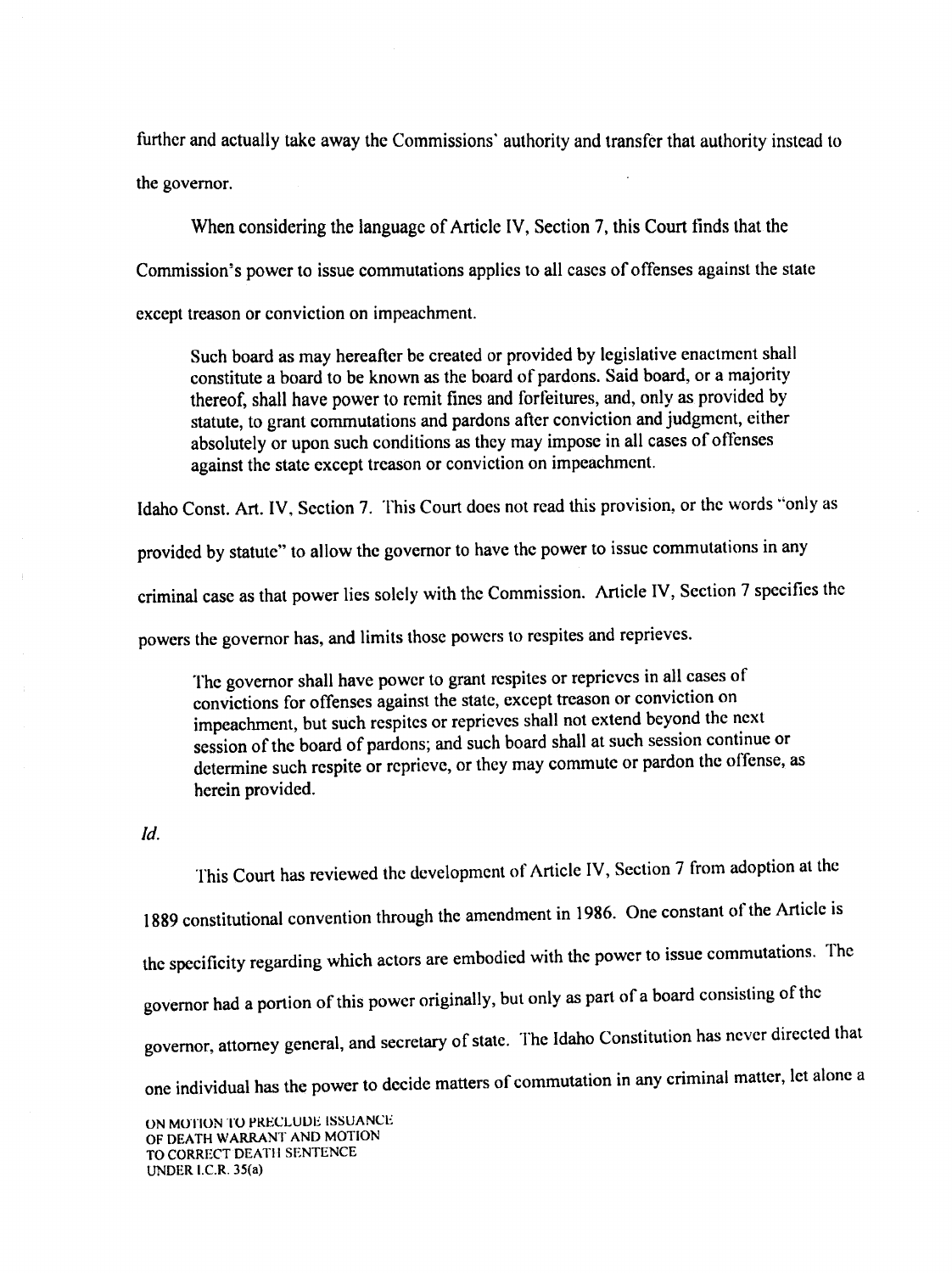further and actually take away the Commissions' authority and transfer that authority instead to the governor.

When considering the language of Article IV, Section 7, this Court finds that the Commission's power to issue commutations applies to all cases of offenses against the state except treason or conviction on impeachment.

> Such board as may hereafter be created or provided by legislative enactment shall constitute a board to be known as the board of pardons. Said board, or a majority thereof, shall have power to remit fines and forfeitures, and, only as provided by statute, to grant commutations and pardons after conviction and judgment, either absolutely or upon such conditions as they may impose in all cases of offenses against the state except treason or conviction on impeachment.

Idaho Const. Art. IV, Section 7. This Court does not read this provision, or the words "only as provided by statute" to allow the governor to have the power to issue commutations in any criminal case as that power lies solely with the Commission. Article IV, Section 7 specifies the powers the governor has, and limits those powers to respites and reprieves.

> The governor shall have power to grant respites or reprieves in all cases of convictions for offenses against the state, except treason or conviction on impeachment, but such respites or reprieves shall not extend beyond the next session of the board of pardons; and such board shall at such session continue or determine such respite or reprieve, or they may commute or pardon the offense, as herein provided.

*Id.*

This Court has reviewed the development of Article IV, Section 7 from adoption at the 1889 constitutional convention through the amendment in 1986. One constant of the Article is the specificity regarding which actors are embodied with the power to issue commutations. The governor had a portion of this power originally, but only as part of a board consisting of the governor, attorney general, and secretary of state. The Idaho Constitution has never directed that one individual has the power to decide matters of commutation in any criminal matter, let alone a

ON MOTION TO PRECLUDE ISSUANCE
OF DEATH WARRANT AND MOTION
TO CORRECT DEATH SENTENCE
UNDER I.C.R. 35(a)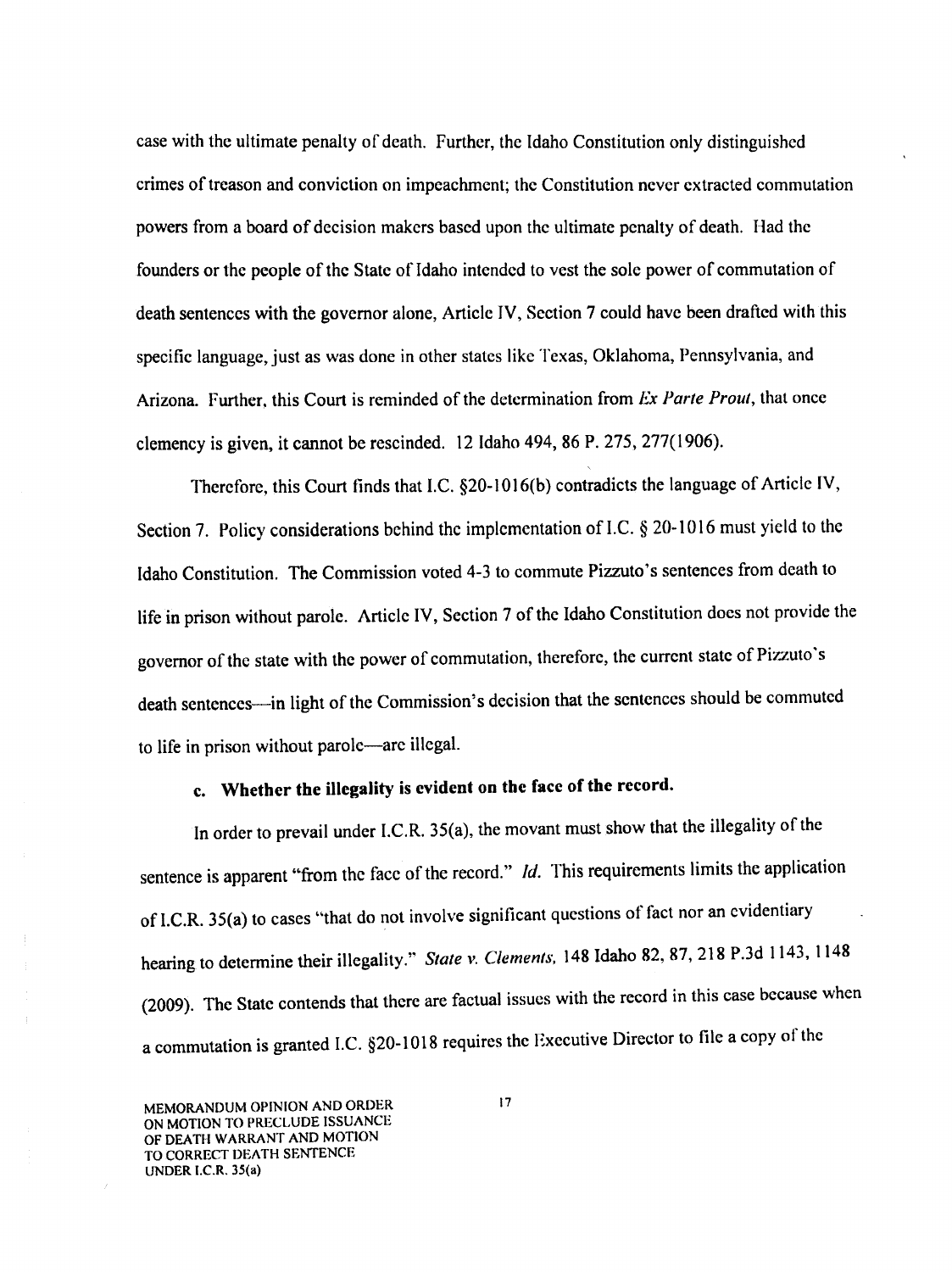case with the ultimate penalty of death. Further, the Idaho Constitution only distinguished crimes of treason and conviction on impeachment; the Constitution never extracted commutation powers from a board of decision makers based upon the ultimate penalty of death. Had the founders or the people of the State of Idaho intended to vest the sole power of commutation of death sentences with the governor alone, Article IV, Section 7 could have been drafted with this specific language, just as was done in other states like Texas, Oklahoma, Pennsylvania, and Arizona. Further, this Court is reminded of the determination from *Ex Parte Prout*, that once clemency is given, it cannot be rescinded. 12 Idaho 494, 86 P. 275, 277(1906).

Therefore, this Court finds that I.C. §20-1016(b) contradicts the language of Article IV, Section 7. Policy considerations behind the implementation of I.C. § 20-1016 must yield to the Idaho Constitution. The Commission voted 4-3 to commute Pizzuto's sentences from death to life in prison without parole. Article IV, Section 7 of the Idaho Constitution does not provide the governor of the state with the power of commutation, therefore, the current state of Pizzuto's death sentences—in light of the Commission's decision that the sentences should be commuted to life in prison without parole—are illegal.

**c. Whether the illegality is evident on the face of the record.**

In order to prevail under I.C.R. 35(a), the movant must show that the illegality of the sentence is apparent "from the face of the record." *Id.* This requirements limits the application of I.C.R. 35(a) to cases "that do not involve significant questions of fact nor an evidentiary hearing to determine their illegality." *State v. Clements*, 148 Idaho 82, 87, 218 P.3d 1143, 1148 (2009). The State contends that there are factual issues with the record in this case because when a commutation is granted I.C. §20-1018 requires the Executive Director to file a copy of the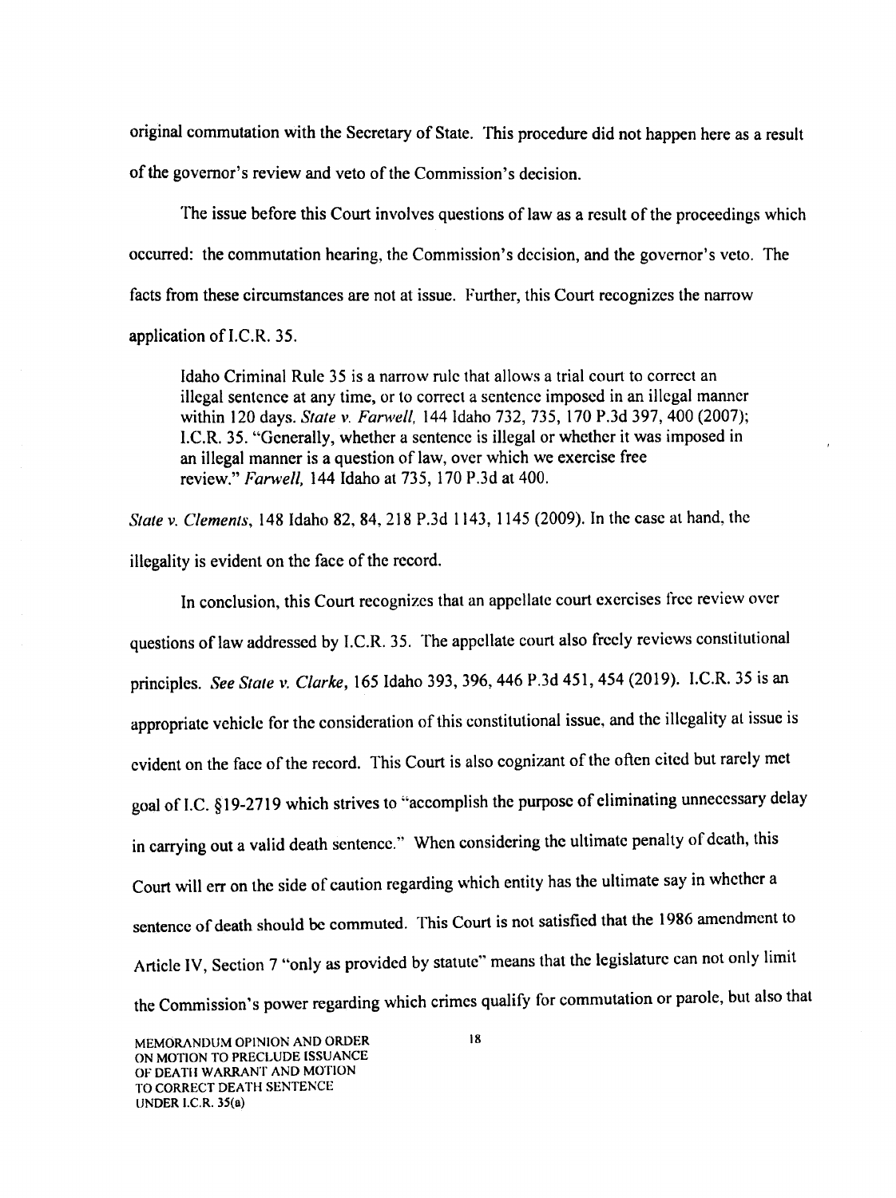original commutation with the Secretary of State. This procedure did not happen here as a result of the governor's review and veto of the Commission's decision.

The issue before this Court involves questions of law as a result of the proceedings which occurred: the commutation hearing, the Commission's decision, and the governor's veto. The facts from these circumstances are not at issue. Further, this Court recognizes the narrow application of I.C.R. 35.

> Idaho Criminal Rule 35 is a narrow rule that allows a trial court to correct an illegal sentence at any time, or to correct a sentence imposed in an illegal manner within 120 days. *State v. Farwell,* 144 Idaho 732, 735, 170 P.3d 397, 400 (2007); I.C.R. 35. "Generally, whether a sentence is illegal or whether it was imposed in an illegal manner is a question of law, over which we exercise free review." *Farwell,* 144 Idaho at 735, 170 P.3d at 400.

*State v. Clements*, 148 Idaho 82, 84, 218 P.3d 1143, 1145 (2009). In the case at hand, the illegality is evident on the face of the record.

In conclusion, this Court recognizes that an appellate court exercises free review over questions of law addressed by I.C.R. 35. The appellate court also freely reviews constitutional principles. *See State v. Clarke*, 165 Idaho 393, 396, 446 P.3d 451, 454 (2019). I.C.R. 35 is an appropriate vehicle for the consideration of this constitutional issue, and the illegality at issue is evident on the face of the record. This Court is also cognizant of the often cited but rarely met goal of I.C. §19-2719 which strives to "accomplish the purpose of eliminating unnecessary delay in carrying out a valid death sentence." When considering the ultimate penalty of death, this Court will err on the side of caution regarding which entity has the ultimate say in whether a sentence of death should be commuted. This Court is not satisfied that the 1986 amendment to Article IV, Section 7 "only as provided by statute" means that the legislature can not only limit the Commission's power regarding which crimes qualify for commutation or parole, but also that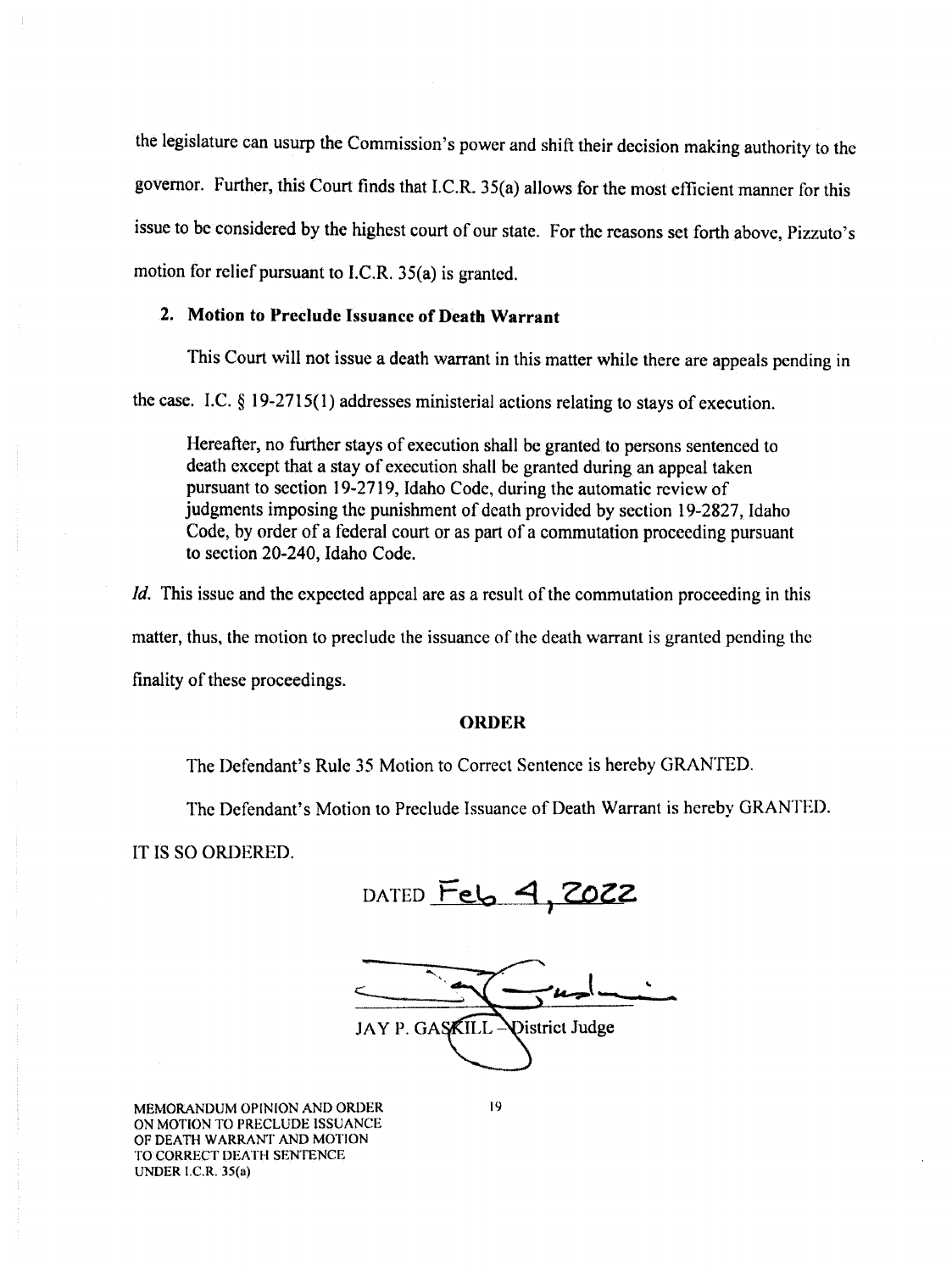the legislature can usurp the Commission's power and shift their decision making authority to the governor. Further, this Court finds that I.C.R. 35(a) allows for the most efficient manner for this issue to be considered by the highest court of our state. For the reasons set forth above, Pizzuto's motion for relief pursuant to I.C.R. 35(a) is granted.

**2. Motion to Preclude Issuance of Death Warrant**

This Court will not issue a death warrant in this matter while there are appeals pending in the case. I.C. § 19-2715(1) addresses ministerial actions relating to stays of execution.

> Hereafter, no further stays of execution shall be granted to persons sentenced to death except that a stay of execution shall be granted during an appeal taken pursuant to section 19-2719, Idaho Code, during the automatic review of judgments imposing the punishment of death provided by section 19-2827, Idaho Code, by order of a federal court or as part of a commutation proceeding pursuant to section 20-240, Idaho Code.

*Id.* This issue and the expected appeal are as a result of the commutation proceeding in this matter, thus, the motion to preclude the issuance of the death warrant is granted pending the finality of these proceedings.

**ORDER**

The Defendant's Rule 35 Motion to Correct Sentence is hereby GRANTED.

The Defendant's Motion to Preclude Issuance of Death Warrant is hereby GRANTED.

IT IS SO ORDERED.

DATED Feb 4, 2022

JAY P. GASKILL – District Judge

MEMORANDUM OPINION AND ORDER ON MOTION TO PRECLUDE ISSUANCE OF DEATH WARRANT AND MOTION TO CORRECT DEATH SENTENCE UNDER I.C.R. 35(a)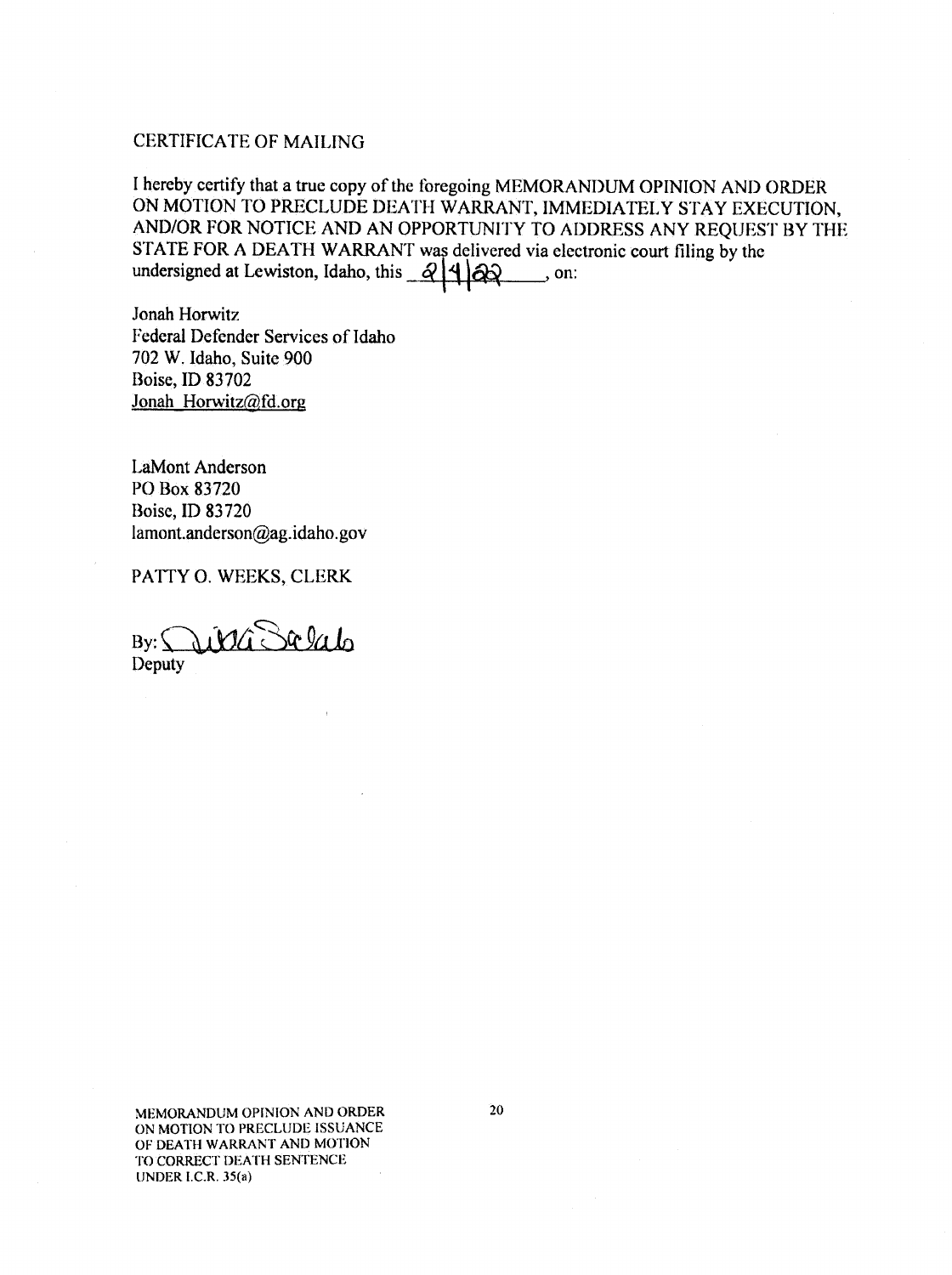CERTIFICATE OF MAILING

I hereby certify that a true copy of the foregoing MEMORANDUM OPINION AND ORDER ON MOTION TO PRECLUDE DEATH WARRANT, IMMEDIATELY STAY EXECUTION, AND/OR FOR NOTICE AND AN OPPORTUNITY TO ADDRESS ANY REQUEST BY THE STATE FOR A DEATH WARRANT was delivered via electronic court filing by the undersigned at Lewiston, Idaho, this 2|4|22, on:

Jonah Horwitz
Federal Defender Services of Idaho
702 W. Idaho, Suite 900
Boise, ID 83702
Jonah_Horwitz@fd.org

LaMont Anderson
PO Box 83720
Boise, ID 83720
lamont.anderson@ag.idaho.gov

PATTY O. WEEKS, CLERK

By: [signature]
Deputy

MEMORANDUM OPINION AND ORDER
ON MOTION TO PRECLUDE ISSUANCE
OF DEATH WARRANT AND MOTION
TO CORRECT DEATH SENTENCE
UNDER I.C.R. 35(a)